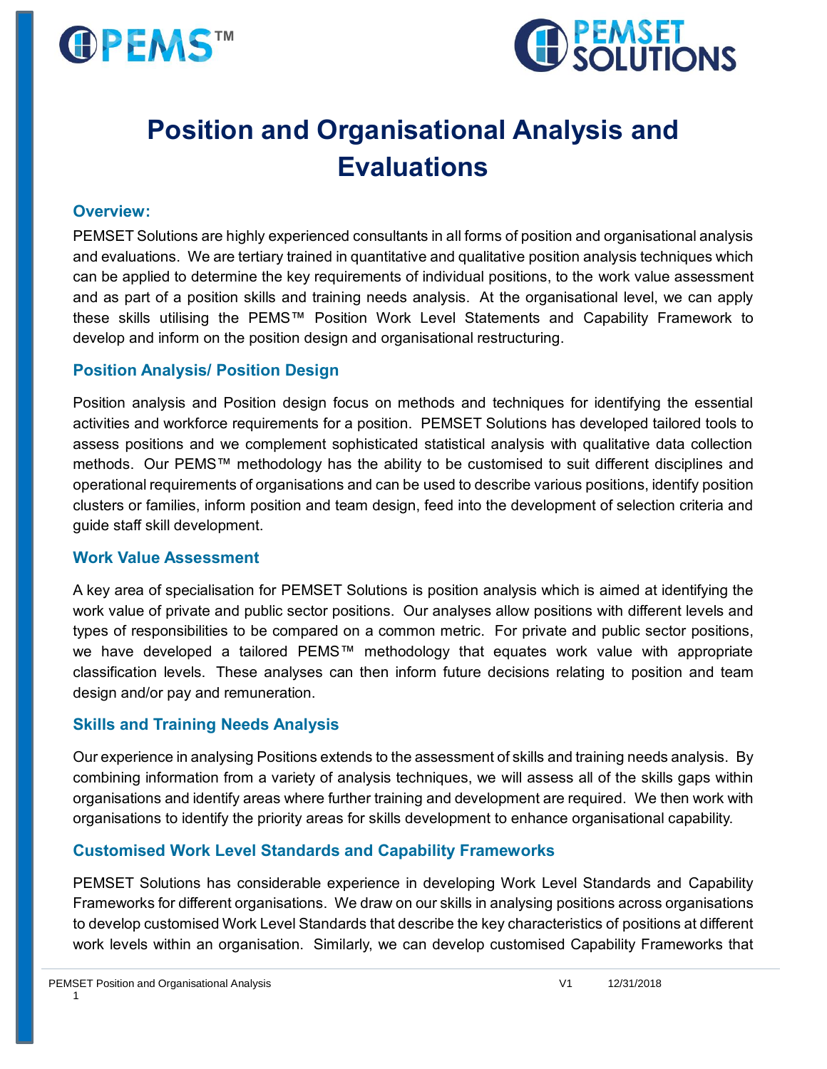# Position and Organisational Analysis and Evaluations

## Overview:

PEMSET Solutions are highly experienced consultants in all forms of position and organisational analysis and evaluations. We are tertiary trained in quantitative and qualitative position analysis techniques which can be applied to determine the key requirements of individual positions, to the work value assessment and as part of a position skills and training needs analysis. At the organisational level, we can apply these skills utilising the PEMS™ Position Work Level Statements and Capability Framework to develop and inform on the position design and organisational restructuring.

## Position Analysis/ Position Design

Position analysis and Position design focus on methods and techniques for identifying the essential activities and workforce requirements for a position. PEMSET Solutions has developed tailored tools to assess positions and we complement sophisticated statistical analysis with qualitative data collection methods. Our PEMS™ methodology has the ability to be customised to suit different disciplines and operational requirements of organisations and can be used to describe various positions, identify position clusters or families, inform position and team design, feed into the development of selection criteria and guide staff skill development.

## Work Value Assessment

A key area of specialisation for PEMSET Solutions is position analysis which is aimed at identifying the work value of private and public sector positions. Our analyses allow positions with different levels and types of responsibilities to be compared on a common metric. For private and public sector positions, we have developed a tailored PEMS™ methodology that equates work value with appropriate classification levels. These analyses can then inform future decisions relating to position and team design and/or pay and remuneration.

## Skills and Training Needs Analysis

Our experience in analysing Positions extends to the assessment of skills and training needs analysis. By combining information from a variety of analysis techniques, we will assess all of the skills gaps within organisations and identify areas where further training and development are required. We then work with organisations to identify the priority areas for skills development to enhance organisational capability.

## Customised Work Level Standards and Capability Frameworks

PEMSET Solutions has considerable experience in developing Work Level Standards and Capability Frameworks for different organisations. We draw on our skills in analysing positions across organisations to develop customised Work Level Standards that describe the key characteristics of positions at different work levels within an organisation. Similarly, we can develop customised Capability Frameworks that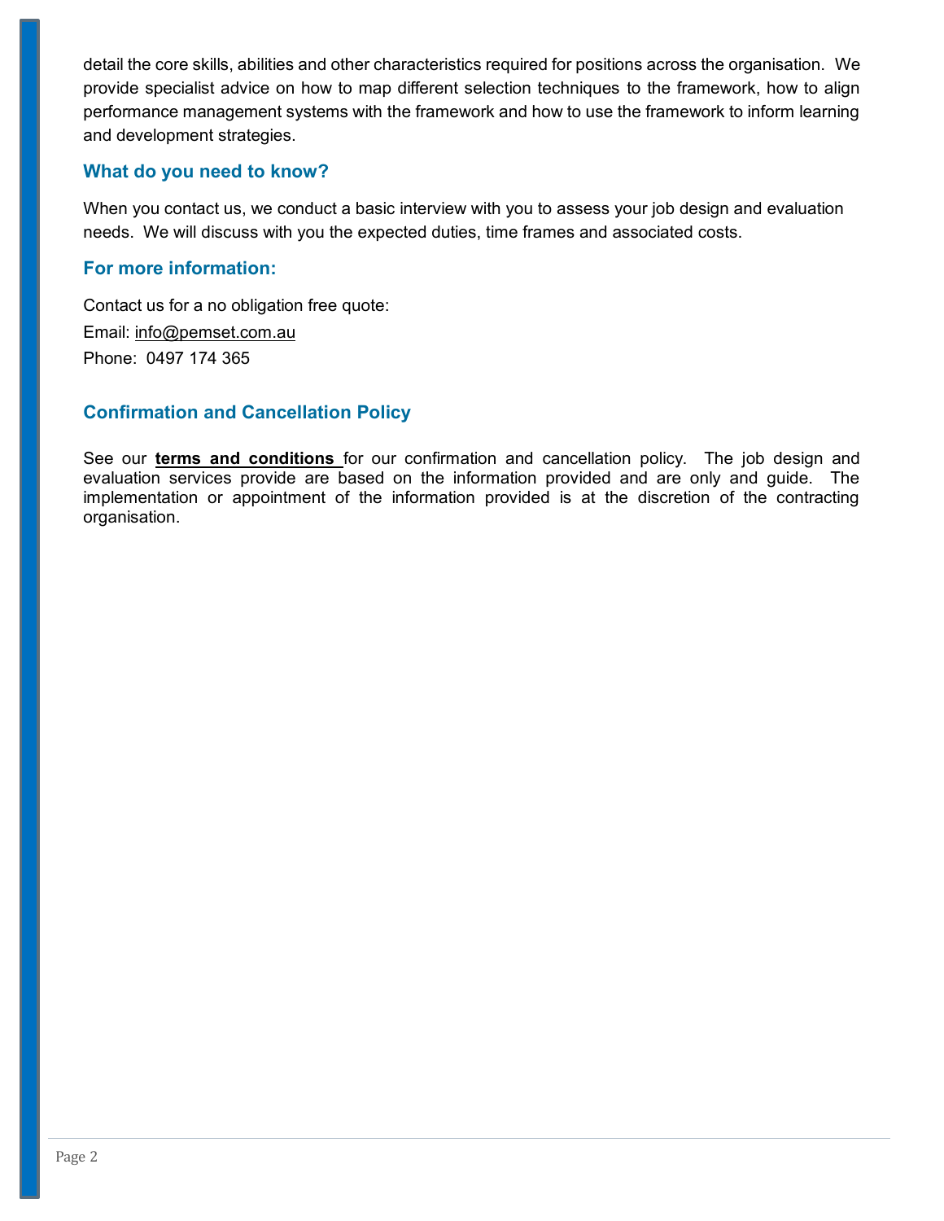detail the core skills, abilities and other characteristics required for positions across the organisation. We provide specialist advice on how to map different selection techniques to the framework, how to align performance management systems with the framework and how to use the framework to inform learning and development strategies.

### What do you need to know?

When you contact us, we conduct a basic interview with you to assess your job design and evaluation needs. We will discuss with you the expected duties, time frames and associated costs.

### For more information:

Contact us for a no obligation free quote:

Email: info@pemset.com.au

Phone: 0497 174 365

### Confirmation and Cancellation Policy

See our **terms and conditions** for our confirmation and cancellation policy. The job design and evaluation services provide are based on the information provided and are only and guide. The implementation or appointment of the information provided is at the discretion of the contracting organisation.